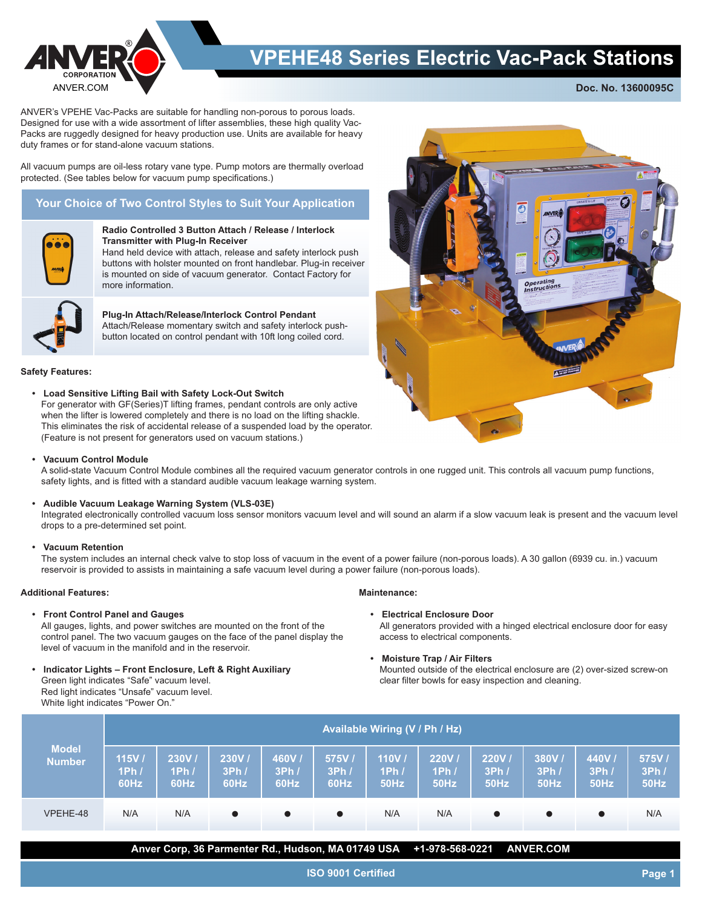# VPEHE48 Series Electric Vac-Pack Stations

**Doc. No. 13600095C**

ANVER's VPEHE Vac-Packs are suitable for handling non-porous to porous loads. Designed for use with a wide assortment of lifter assemblies, these high quality Vac-Packs are ruggedly designed for heavy production use. Units are available for heavy duty frames or for stand-alone vacuum stations.

All vacuum pumps are oil-less rotary vane type. Pump motors are thermally overload protected. (See tables below for vacuum pump specifications.)

## Your Choice of Two Control Styles to Suit Your Application

**Radio Controlled 3 Button Attach / Release / Interlock Transmitter with Plug-In Receiver**
Hand held device with attach, release and safety interlock push buttons with holster mounted on front handlebar. Plug-in receiver is mounted on side of vacuum generator. Contact Factory for more information.

**Plug-In Attach/Release/Interlock Control Pendant**
Attach/Release momentary switch and safety interlock push-button located on control pendant with 10ft long coiled cord.

### Safety Features:

- **Load Sensitive Lifting Bail with Safety Lock-Out Switch**
  For generator with GF(Series)T lifting frames, pendant controls are only active when the lifter is lowered completely and there is no load on the lifting shackle. This eliminates the risk of accidental release of a suspended load by the operator. (Feature is not present for generators used on vacuum stations.)

- **Vacuum Control Module**
  A solid-state Vacuum Control Module combines all the required vacuum generator controls in one rugged unit. This controls all vacuum pump functions, safety lights, and is fitted with a standard audible vacuum leakage warning system.

- **Audible Vacuum Leakage Warning System (VLS-03E)**
  Integrated electronically controlled vacuum loss sensor monitors vacuum level and will sound an alarm if a slow vacuum leak is present and the vacuum level drops to a pre-determined set point.

- **Vacuum Retention**
  The system includes an internal check valve to stop loss of vacuum in the event of a power failure (non-porous loads). A 30 gallon (6939 cu. in.) vacuum reservoir is provided to assists in maintaining a safe vacuum level during a power failure (non-porous loads).

### Additional Features:

- **Front Control Panel and Gauges**
  All gauges, lights, and power switches are mounted on the front of the control panel. The two vacuum gauges on the face of the panel display the level of vacuum in the manifold and in the reservoir.

- **Indicator Lights – Front Enclosure, Left & Right Auxiliary**
  Green light indicates "Safe" vacuum level.
  Red light indicates "Unsafe" vacuum level.
  White light indicates "Power On."

### Maintenance:

- **Electrical Enclosure Door**
  All generators provided with a hinged electrical enclosure door for easy access to electrical components.

- **Moisture Trap / Air Filters**
  Mounted outside of the electrical enclosure are (2) over-sized screw-on clear filter bowls for easy inspection and cleaning.

| Model Number | Available Wiring (V / Ph / Hz) | | | | | | | | | | |
|---|---|---|---|---|---|---|---|---|---|---|---|
| | 115V / 1Ph / 60Hz | 230V / 1Ph / 60Hz | 230V / 3Ph / 60Hz | 460V / 3Ph / 60Hz | 575V / 3Ph / 60Hz | 110V / 1Ph / 50Hz | 220V / 1Ph / 50Hz | 220V / 3Ph / 50Hz | 380V / 3Ph / 50Hz | 440V / 3Ph / 50Hz | 575V / 3Ph / 50Hz |
| VPEHE-48 | N/A | N/A | ● | ● | ● | N/A | N/A | ● | ● | ● | N/A |

**Anver Corp, 36 Parmenter Rd., Hudson, MA 01749 USA +1-978-568-0221 ANVER.COM**

**ISO 9001 Certified**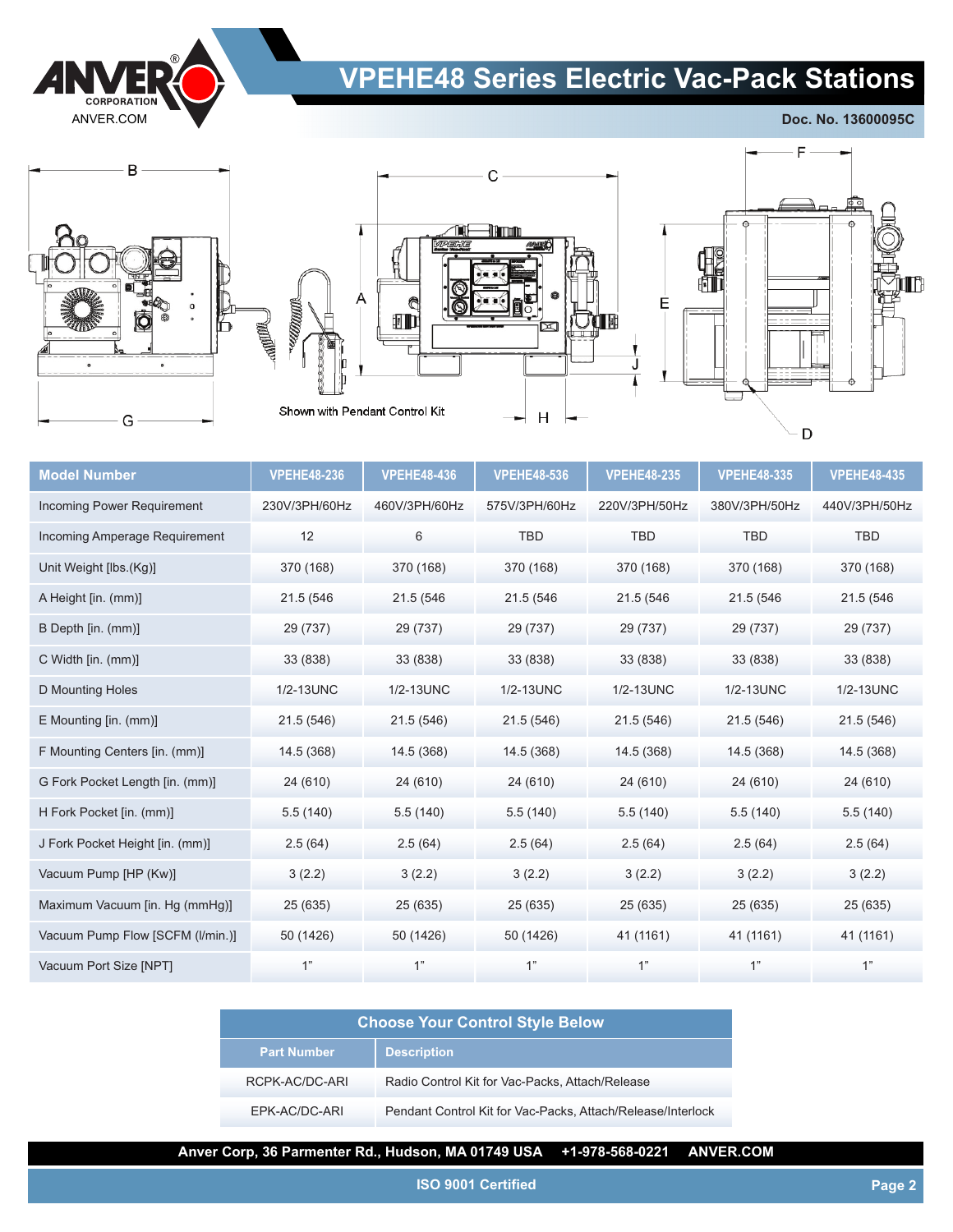# VPEHE48 Series Electric Vac-Pack Stations

Doc. No. 13600095C

B

C

F

A

E

J

Shown with Pendant Control Kit

G

H

D

| Model Number | VPEHE48-236 | VPEHE48-436 | VPEHE48-536 | VPEHE48-235 | VPEHE48-335 | VPEHE48-435 |
|---|---|---|---|---|---|---|
| Incoming Power Requirement | 230V/3PH/60Hz | 460V/3PH/60Hz | 575V/3PH/60Hz | 220V/3PH/50Hz | 380V/3PH/50Hz | 440V/3PH/50Hz |
| Incoming Amperage Requirement | 12 | 6 | TBD | TBD | TBD | TBD |
| Unit Weight [lbs.(Kg)] | 370 (168) | 370 (168) | 370 (168) | 370 (168) | 370 (168) | 370 (168) |
| A Height [in. (mm)] | 21.5 (546 | 21.5 (546 | 21.5 (546 | 21.5 (546 | 21.5 (546 | 21.5 (546 |
| B Depth [in. (mm)] | 29 (737) | 29 (737) | 29 (737) | 29 (737) | 29 (737) | 29 (737) |
| C Width [in. (mm)] | 33 (838) | 33 (838) | 33 (838) | 33 (838) | 33 (838) | 33 (838) |
| D Mounting Holes | 1/2-13UNC | 1/2-13UNC | 1/2-13UNC | 1/2-13UNC | 1/2-13UNC | 1/2-13UNC |
| E Mounting [in. (mm)] | 21.5 (546) | 21.5 (546) | 21.5 (546) | 21.5 (546) | 21.5 (546) | 21.5 (546) |
| F Mounting Centers [in. (mm)] | 14.5 (368) | 14.5 (368) | 14.5 (368) | 14.5 (368) | 14.5 (368) | 14.5 (368) |
| G Fork Pocket Length [in. (mm)] | 24 (610) | 24 (610) | 24 (610) | 24 (610) | 24 (610) | 24 (610) |
| H Fork Pocket [in. (mm)] | 5.5 (140) | 5.5 (140) | 5.5 (140) | 5.5 (140) | 5.5 (140) | 5.5 (140) |
| J Fork Pocket Height [in. (mm)] | 2.5 (64) | 2.5 (64) | 2.5 (64) | 2.5 (64) | 2.5 (64) | 2.5 (64) |
| Vacuum Pump [HP (Kw)] | 3 (2.2) | 3 (2.2) | 3 (2.2) | 3 (2.2) | 3 (2.2) | 3 (2.2) |
| Maximum Vacuum [in. Hg (mmHg)] | 25 (635) | 25 (635) | 25 (635) | 25 (635) | 25 (635) | 25 (635) |
| Vacuum Pump Flow [SCFM (l/min.)] | 50 (1426) | 50 (1426) | 50 (1426) | 41 (1161) | 41 (1161) | 41 (1161) |
| Vacuum Port Size [NPT] | 1” | 1” | 1” | 1” | 1” | 1” |

**Choose Your Control Style Below**

| Part Number | Description |
|---|---|
| RCPK-AC/DC-ARI | Radio Control Kit for Vac-Packs, Attach/Release |
| EPK-AC/DC-ARI | Pendant Control Kit for Vac-Packs, Attach/Release/Interlock |

**Anver Corp, 36 Parmenter Rd., Hudson, MA 01749 USA +1-978-568-0221 ANVER.COM**

**ISO 9001 Certified**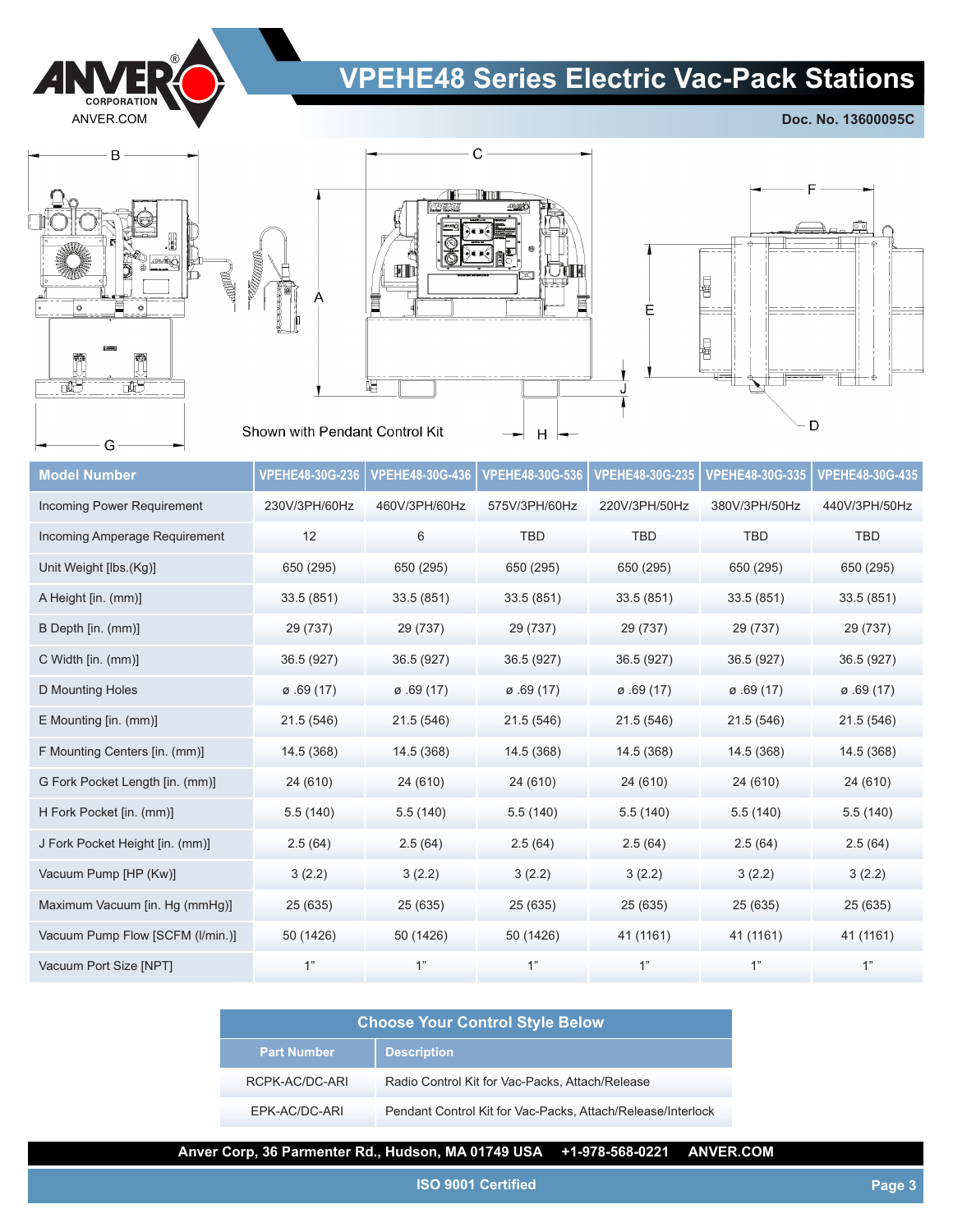# VPEHE48 Series Electric Vac-Pack Stations

**Doc. No. 13600095C**

B

C

F

A

E

J

D

G

H

Shown with Pendant Control Kit

| Model Number | VPEHE48-30G-236 | VPEHE48-30G-436 | VPEHE48-30G-536 | VPEHE48-30G-235 | VPEHE48-30G-335 | VPEHE48-30G-435 |
|---|---|---|---|---|---|---|
| Incoming Power Requirement | 230V/3PH/60Hz | 460V/3PH/60Hz | 575V/3PH/60Hz | 220V/3PH/50Hz | 380V/3PH/50Hz | 440V/3PH/50Hz |
| Incoming Amperage Requirement | 12 | 6 | TBD | TBD | TBD | TBD |
| Unit Weight [lbs.(Kg)] | 650 (295) | 650 (295) | 650 (295) | 650 (295) | 650 (295) | 650 (295) |
| A Height [in. (mm)] | 33.5 (851) | 33.5 (851) | 33.5 (851) | 33.5 (851) | 33.5 (851) | 33.5 (851) |
| B Depth [in. (mm)] | 29 (737) | 29 (737) | 29 (737) | 29 (737) | 29 (737) | 29 (737) |
| C Width [in. (mm)] | 36.5 (927) | 36.5 (927) | 36.5 (927) | 36.5 (927) | 36.5 (927) | 36.5 (927) |
| D Mounting Holes | ø .69 (17) | ø .69 (17) | ø .69 (17) | ø .69 (17) | ø .69 (17) | ø .69 (17) |
| E Mounting [in. (mm)] | 21.5 (546) | 21.5 (546) | 21.5 (546) | 21.5 (546) | 21.5 (546) | 21.5 (546) |
| F Mounting Centers [in. (mm)] | 14.5 (368) | 14.5 (368) | 14.5 (368) | 14.5 (368) | 14.5 (368) | 14.5 (368) |
| G Fork Pocket Length [in. (mm)] | 24 (610) | 24 (610) | 24 (610) | 24 (610) | 24 (610) | 24 (610) |
| H Fork Pocket [in. (mm)] | 5.5 (140) | 5.5 (140) | 5.5 (140) | 5.5 (140) | 5.5 (140) | 5.5 (140) |
| J Fork Pocket Height [in. (mm)] | 2.5 (64) | 2.5 (64) | 2.5 (64) | 2.5 (64) | 2.5 (64) | 2.5 (64) |
| Vacuum Pump [HP (Kw)] | 3 (2.2) | 3 (2.2) | 3 (2.2) | 3 (2.2) | 3 (2.2) | 3 (2.2) |
| Maximum Vacuum [in. Hg (mmHg)] | 25 (635) | 25 (635) | 25 (635) | 25 (635) | 25 (635) | 25 (635) |
| Vacuum Pump Flow [SCFM (l/min.)] | 50 (1426) | 50 (1426) | 50 (1426) | 41 (1161) | 41 (1161) | 41 (1161) |
| Vacuum Port Size [NPT] | 1" | 1" | 1" | 1" | 1" | 1" |

**Choose Your Control Style Below**

| Part Number | Description |
|---|---|
| RCPK-AC/DC-ARI | Radio Control Kit for Vac-Packs, Attach/Release |
| EPK-AC/DC-ARI | Pendant Control Kit for Vac-Packs, Attach/Release/Interlock |

**Anver Corp, 36 Parmenter Rd., Hudson, MA 01749 USA +1-978-568-0221 ANVER.COM**

**ISO 9001 Certified**